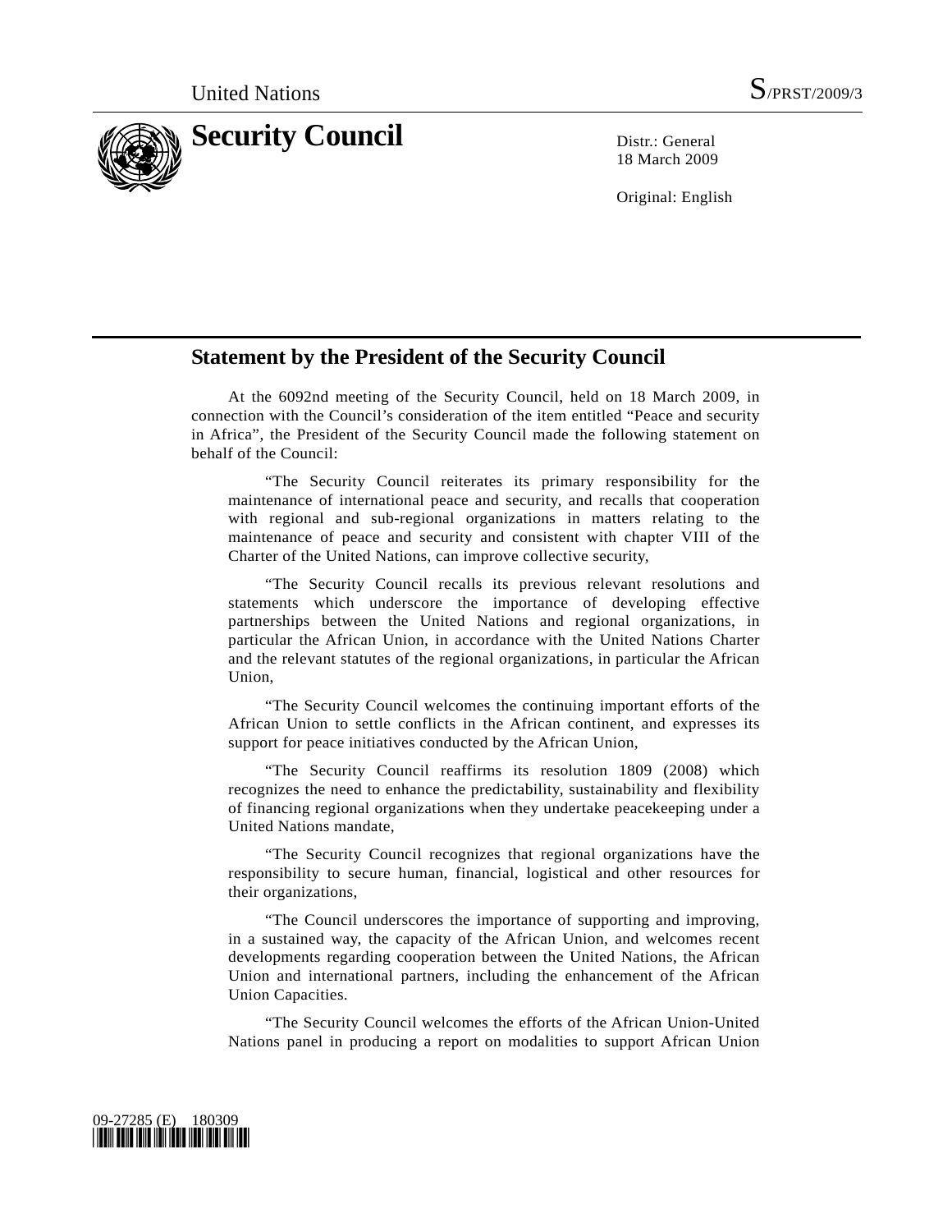United Nations S/PRST/2009/3

# Security Council

Distr.: General
18 March 2009

Original: English

## Statement by the President of the Security Council

At the 6092nd meeting of the Security Council, held on 18 March 2009, in connection with the Council's consideration of the item entitled "Peace and security in Africa", the President of the Security Council made the following statement on behalf of the Council:

"The Security Council reiterates its primary responsibility for the maintenance of international peace and security, and recalls that cooperation with regional and sub-regional organizations in matters relating to the maintenance of peace and security and consistent with chapter VIII of the Charter of the United Nations, can improve collective security,

"The Security Council recalls its previous relevant resolutions and statements which underscore the importance of developing effective partnerships between the United Nations and regional organizations, in particular the African Union, in accordance with the United Nations Charter and the relevant statutes of the regional organizations, in particular the African Union,

"The Security Council welcomes the continuing important efforts of the African Union to settle conflicts in the African continent, and expresses its support for peace initiatives conducted by the African Union,

"The Security Council reaffirms its resolution 1809 (2008) which recognizes the need to enhance the predictability, sustainability and flexibility of financing regional organizations when they undertake peacekeeping under a United Nations mandate,

"The Security Council recognizes that regional organizations have the responsibility to secure human, financial, logistical and other resources for their organizations,

"The Council underscores the importance of supporting and improving, in a sustained way, the capacity of the African Union, and welcomes recent developments regarding cooperation between the United Nations, the African Union and international partners, including the enhancement of the African Union Capacities.

"The Security Council welcomes the efforts of the African Union-United Nations panel in producing a report on modalities to support African Union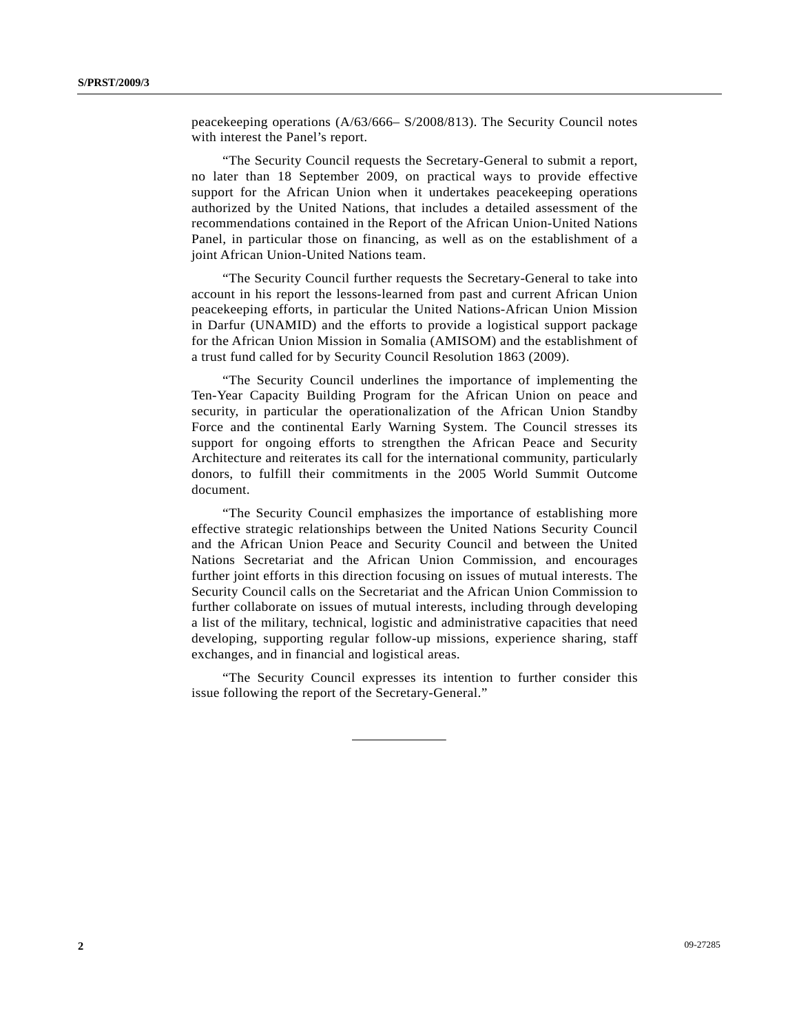peacekeeping operations (A/63/666– S/2008/813). The Security Council notes with interest the Panel's report.

"The Security Council requests the Secretary-General to submit a report, no later than 18 September 2009, on practical ways to provide effective support for the African Union when it undertakes peacekeeping operations authorized by the United Nations, that includes a detailed assessment of the recommendations contained in the Report of the African Union-United Nations Panel, in particular those on financing, as well as on the establishment of a joint African Union-United Nations team.

"The Security Council further requests the Secretary-General to take into account in his report the lessons-learned from past and current African Union peacekeeping efforts, in particular the United Nations-African Union Mission in Darfur (UNAMID) and the efforts to provide a logistical support package for the African Union Mission in Somalia (AMISOM) and the establishment of a trust fund called for by Security Council Resolution 1863 (2009).

"The Security Council underlines the importance of implementing the Ten-Year Capacity Building Program for the African Union on peace and security, in particular the operationalization of the African Union Standby Force and the continental Early Warning System. The Council stresses its support for ongoing efforts to strengthen the African Peace and Security Architecture and reiterates its call for the international community, particularly donors, to fulfill their commitments in the 2005 World Summit Outcome document.

"The Security Council emphasizes the importance of establishing more effective strategic relationships between the United Nations Security Council and the African Union Peace and Security Council and between the United Nations Secretariat and the African Union Commission, and encourages further joint efforts in this direction focusing on issues of mutual interests. The Security Council calls on the Secretariat and the African Union Commission to further collaborate on issues of mutual interests, including through developing a list of the military, technical, logistic and administrative capacities that need developing, supporting regular follow-up missions, experience sharing, staff exchanges, and in financial and logistical areas.

"The Security Council expresses its intention to further consider this issue following the report of the Secretary-General."